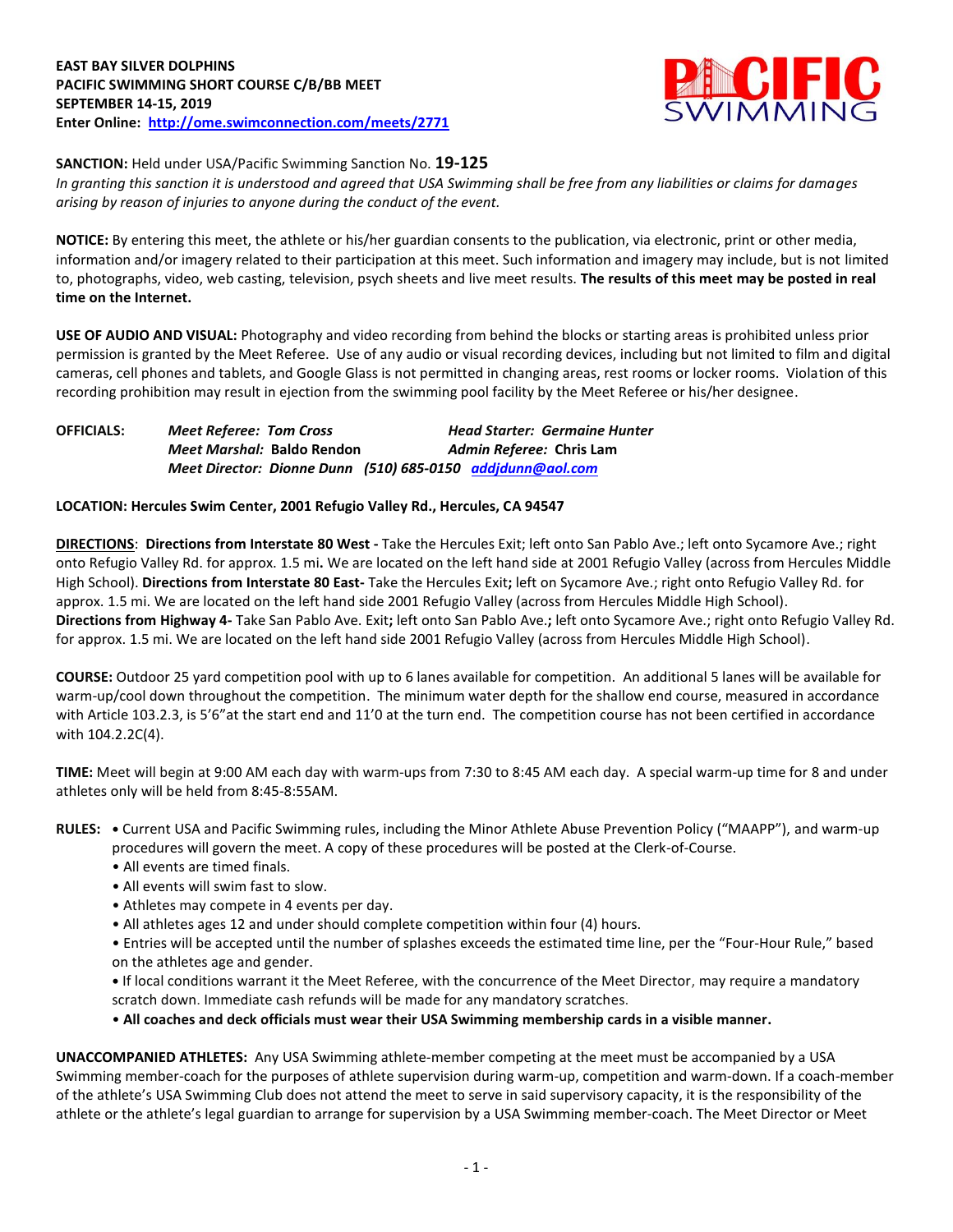**EAST BAY SILVER DOLPHINS**
**PACIFIC SWIMMING SHORT COURSE C/B/BB MEET**
**SEPTEMBER 14-15, 2019**
**Enter Online: [http://ome.swimconnection.com/meets/2771](http://ome.swimconnection.com/meets/2771)**

**SANCTION:** Held under USA/Pacific Swimming Sanction No. **19-125**
*In granting this sanction it is understood and agreed that USA Swimming shall be free from any liabilities or claims for damages arising by reason of injuries to anyone during the conduct of the event.*

**NOTICE:** By entering this meet, the athlete or his/her guardian consents to the publication, via electronic, print or other media, information and/or imagery related to their participation at this meet. Such information and imagery may include, but is not limited to, photographs, video, web casting, television, psych sheets and live meet results. **The results of this meet may be posted in real time on the Internet.**

**USE OF AUDIO AND VISUAL:** Photography and video recording from behind the blocks or starting areas is prohibited unless prior permission is granted by the Meet Referee. Use of any audio or visual recording devices, including but not limited to film and digital cameras, cell phones and tablets, and Google Glass is not permitted in changing areas, rest rooms or locker rooms. Violation of this recording prohibition may result in ejection from the swimming pool facility by the Meet Referee or his/her designee.

**OFFICIALS:**
*Meet Referee: Tom Cross* — *Head Starter: Germaine Hunter*
*Meet Marshal:* **Baldo Rendon** — *Admin Referee:* **Chris Lam**
*Meet Director: Dionne Dunn (510) 685-0150 [addjdunn@aol.com](mailto:addjdunn@aol.com)*

**LOCATION: Hercules Swim Center, 2001 Refugio Valley Rd., Hercules, CA 94547**

**DIRECTIONS**: **Directions from Interstate 80 West -** Take the Hercules Exit; left onto San Pablo Ave.; left onto Sycamore Ave.; right onto Refugio Valley Rd. for approx. 1.5 mi**.** We are located on the left hand side at 2001 Refugio Valley (across from Hercules Middle High School). **Directions from Interstate 80 East-** Take the Hercules Exit**;** left on Sycamore Ave.; right onto Refugio Valley Rd. for approx. 1.5 mi. We are located on the left hand side 2001 Refugio Valley (across from Hercules Middle High School).
**Directions from Highway 4-** Take San Pablo Ave. Exit**;** left onto San Pablo Ave.**;** left onto Sycamore Ave.; right onto Refugio Valley Rd. for approx. 1.5 mi. We are located on the left hand side 2001 Refugio Valley (across from Hercules Middle High School).

**COURSE:** Outdoor 25 yard competition pool with up to 6 lanes available for competition. An additional 5 lanes will be available for warm-up/cool down throughout the competition. The minimum water depth for the shallow end course, measured in accordance with Article 103.2.3, is 5'6"at the start end and 11'0 at the turn end. The competition course has not been certified in accordance with 104.2.2C(4).

**TIME:** Meet will begin at 9:00 AM each day with warm-ups from 7:30 to 8:45 AM each day. A special warm-up time for 8 and under athletes only will be held from 8:45-8:55AM.

**RULES:**
- Current USA and Pacific Swimming rules, including the Minor Athlete Abuse Prevention Policy ("MAAPP"), and warm-up procedures will govern the meet. A copy of these procedures will be posted at the Clerk-of-Course.
- All events are timed finals.
- All events will swim fast to slow.
- Athletes may compete in 4 events per day.
- All athletes ages 12 and under should complete competition within four (4) hours.
- Entries will be accepted until the number of splashes exceeds the estimated time line, per the "Four-Hour Rule," based on the athletes age and gender.
- If local conditions warrant it the Meet Referee, with the concurrence of the Meet Director, may require a mandatory scratch down. Immediate cash refunds will be made for any mandatory scratches.
- **All coaches and deck officials must wear their USA Swimming membership cards in a visible manner.**

**UNACCOMPANIED ATHLETES:** Any USA Swimming athlete-member competing at the meet must be accompanied by a USA Swimming member-coach for the purposes of athlete supervision during warm-up, competition and warm-down. If a coach-member of the athlete's USA Swimming Club does not attend the meet to serve in said supervisory capacity, it is the responsibility of the athlete or the athlete's legal guardian to arrange for supervision by a USA Swimming member-coach. The Meet Director or Meet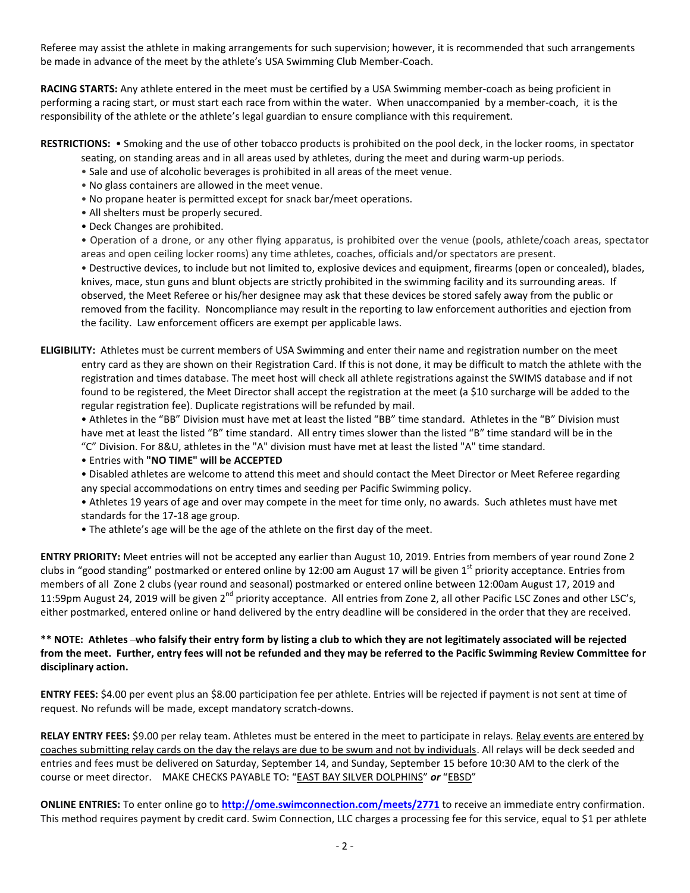Referee may assist the athlete in making arrangements for such supervision; however, it is recommended that such arrangements be made in advance of the meet by the athlete's USA Swimming Club Member-Coach.

**RACING STARTS:** Any athlete entered in the meet must be certified by a USA Swimming member-coach as being proficient in performing a racing start, or must start each race from within the water. When unaccompanied by a member-coach, it is the responsibility of the athlete or the athlete's legal guardian to ensure compliance with this requirement.

**RESTRICTIONS:** • Smoking and the use of other tobacco products is prohibited on the pool deck, in the locker rooms, in spectator seating, on standing areas and in all areas used by athletes, during the meet and during warm-up periods.

- Sale and use of alcoholic beverages is prohibited in all areas of the meet venue.
- No glass containers are allowed in the meet venue.
- No propane heater is permitted except for snack bar/meet operations.
- All shelters must be properly secured.
- Deck Changes are prohibited.
- Operation of a drone, or any other flying apparatus, is prohibited over the venue (pools, athlete/coach areas, spectator areas and open ceiling locker rooms) any time athletes, coaches, officials and/or spectators are present.
- Destructive devices, to include but not limited to, explosive devices and equipment, firearms (open or concealed), blades, knives, mace, stun guns and blunt objects are strictly prohibited in the swimming facility and its surrounding areas. If observed, the Meet Referee or his/her designee may ask that these devices be stored safely away from the public or removed from the facility. Noncompliance may result in the reporting to law enforcement authorities and ejection from the facility. Law enforcement officers are exempt per applicable laws.

**ELIGIBILITY:** Athletes must be current members of USA Swimming and enter their name and registration number on the meet entry card as they are shown on their Registration Card. If this is not done, it may be difficult to match the athlete with the registration and times database. The meet host will check all athlete registrations against the SWIMS database and if not found to be registered, the Meet Director shall accept the registration at the meet (a $10 surcharge will be added to the regular registration fee). Duplicate registrations will be refunded by mail.

- Athletes in the "BB" Division must have met at least the listed "BB" time standard. Athletes in the "B" Division must have met at least the listed "B" time standard. All entry times slower than the listed "B" time standard will be in the "C" Division. For 8&U, athletes in the "A" division must have met at least the listed "A" time standard.
- Entries with **"NO TIME" will be ACCEPTED**
- Disabled athletes are welcome to attend this meet and should contact the Meet Director or Meet Referee regarding any special accommodations on entry times and seeding per Pacific Swimming policy.
- Athletes 19 years of age and over may compete in the meet for time only, no awards. Such athletes must have met standards for the 17-18 age group.
- The athlete's age will be the age of the athlete on the first day of the meet.

**ENTRY PRIORITY:** Meet entries will not be accepted any earlier than August 10, 2019. Entries from members of year round Zone 2 clubs in "good standing" postmarked or entered online by 12:00 am August 17 will be given 1st priority acceptance. Entries from members of all Zone 2 clubs (year round and seasonal) postmarked or entered online between 12:00am August 17, 2019 and 11:59pm August 24, 2019 will be given 2nd priority acceptance. All entries from Zone 2, all other Pacific LSC Zones and other LSC's, either postmarked, entered online or hand delivered by the entry deadline will be considered in the order that they are received.

**\*\* NOTE: Athletes –who falsify their entry form by listing a club to which they are not legitimately associated will be rejected from the meet. Further, entry fees will not be refunded and they may be referred to the Pacific Swimming Review Committee for disciplinary action.**

**ENTRY FEES:** $4.00 per event plus an $8.00 participation fee per athlete. Entries will be rejected if payment is not sent at time of request. No refunds will be made, except mandatory scratch-downs.

**RELAY ENTRY FEES:** $9.00 per relay team. Athletes must be entered in the meet to participate in relays. Relay events are entered by coaches submitting relay cards on the day the relays are due to be swum and not by individuals. All relays will be deck seeded and entries and fees must be delivered on Saturday, September 14, and Sunday, September 15 before 10:30 AM to the clerk of the course or meet director. MAKE CHECKS PAYABLE TO: "EAST BAY SILVER DOLPHINS" ***or*** "EBSD"

**ONLINE ENTRIES:** To enter online go to **http://ome.swimconnection.com/meets/2771** to receive an immediate entry confirmation. This method requires payment by credit card. Swim Connection, LLC charges a processing fee for this service, equal to $1 per athlete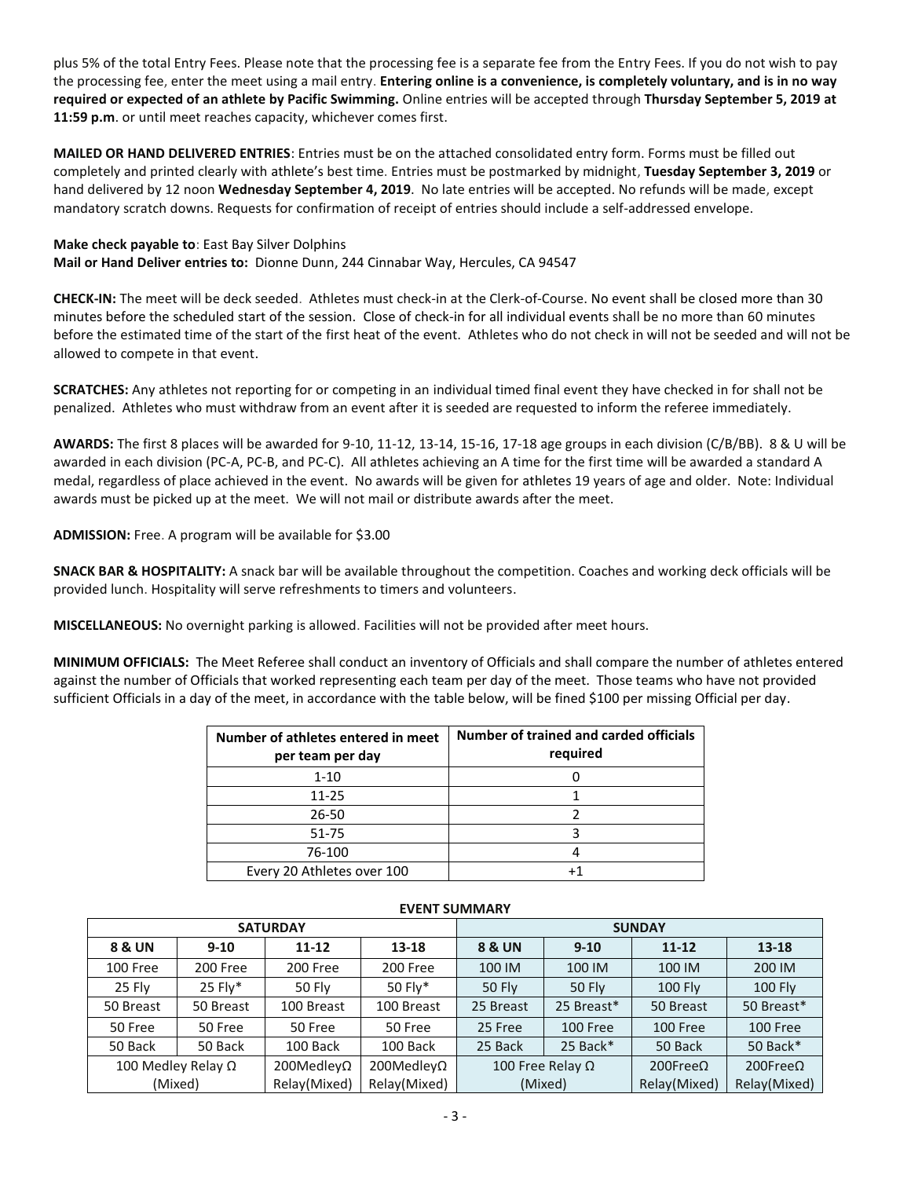plus 5% of the total Entry Fees. Please note that the processing fee is a separate fee from the Entry Fees. If you do not wish to pay the processing fee, enter the meet using a mail entry. **Entering online is a convenience, is completely voluntary, and is in no way required or expected of an athlete by Pacific Swimming.** Online entries will be accepted through **Thursday September 5, 2019 at 11:59 p.m**. or until meet reaches capacity, whichever comes first.

**MAILED OR HAND DELIVERED ENTRIES**: Entries must be on the attached consolidated entry form. Forms must be filled out completely and printed clearly with athlete's best time. Entries must be postmarked by midnight, **Tuesday September 3, 2019** or hand delivered by 12 noon **Wednesday September 4, 2019**. No late entries will be accepted. No refunds will be made, except mandatory scratch downs. Requests for confirmation of receipt of entries should include a self-addressed envelope.

**Make check payable to**: East Bay Silver Dolphins
**Mail or Hand Deliver entries to:** Dionne Dunn, 244 Cinnabar Way, Hercules, CA 94547

**CHECK-IN:** The meet will be deck seeded. Athletes must check-in at the Clerk-of-Course. No event shall be closed more than 30 minutes before the scheduled start of the session. Close of check-in for all individual events shall be no more than 60 minutes before the estimated time of the start of the first heat of the event. Athletes who do not check in will not be seeded and will not be allowed to compete in that event.

**SCRATCHES:** Any athletes not reporting for or competing in an individual timed final event they have checked in for shall not be penalized. Athletes who must withdraw from an event after it is seeded are requested to inform the referee immediately.

**AWARDS:** The first 8 places will be awarded for 9-10, 11-12, 13-14, 15-16, 17-18 age groups in each division (C/B/BB). 8 & U will be awarded in each division (PC-A, PC-B, and PC-C). All athletes achieving an A time for the first time will be awarded a standard A medal, regardless of place achieved in the event. No awards will be given for athletes 19 years of age and older. Note: Individual awards must be picked up at the meet. We will not mail or distribute awards after the meet.

**ADMISSION:** Free. A program will be available for $3.00

**SNACK BAR & HOSPITALITY:** A snack bar will be available throughout the competition. Coaches and working deck officials will be provided lunch. Hospitality will serve refreshments to timers and volunteers.

**MISCELLANEOUS:** No overnight parking is allowed. Facilities will not be provided after meet hours.

**MINIMUM OFFICIALS:** The Meet Referee shall conduct an inventory of Officials and shall compare the number of athletes entered against the number of Officials that worked representing each team per day of the meet. Those teams who have not provided sufficient Officials in a day of the meet, in accordance with the table below, will be fined $100 per missing Official per day.

| Number of athletes entered in meet per team per day | Number of trained and carded officials required |
|---|---|
| 1-10 | 0 |
| 11-25 | 1 |
| 26-50 | 2 |
| 51-75 | 3 |
| 76-100 | 4 |
| Every 20 Athletes over 100 | +1 |

**EVENT SUMMARY**

| SATURDAY | | | | SUNDAY | | | |
|---|---|---|---|---|---|---|---|
| **8 & UN** | **9-10** | **11-12** | **13-18** | **8 & UN** | **9-10** | **11-12** | **13-18** |
| 100 Free | 200 Free | 200 Free | 200 Free | 100 IM | 100 IM | 100 IM | 200 IM |
| 25 Fly | 25 Fly* | 50 Fly | 50 Fly* | 50 Fly | 50 Fly | 100 Fly | 100 Fly |
| 50 Breast | 50 Breast | 100 Breast | 100 Breast | 25 Breast | 25 Breast* | 50 Breast | 50 Breast* |
| 50 Free | 50 Free | 50 Free | 50 Free | 25 Free | 100 Free | 100 Free | 100 Free |
| 50 Back | 50 Back | 100 Back | 100 Back | 25 Back | 25 Back* | 50 Back | 50 Back* |
| 100 Medley Relay Ω (Mixed) | | 200MedleyΩ Relay(Mixed) | 200MedleyΩ Relay(Mixed) | 100 Free Relay Ω (Mixed) | | 200FreeΩ Relay(Mixed) | 200FreeΩ Relay(Mixed) |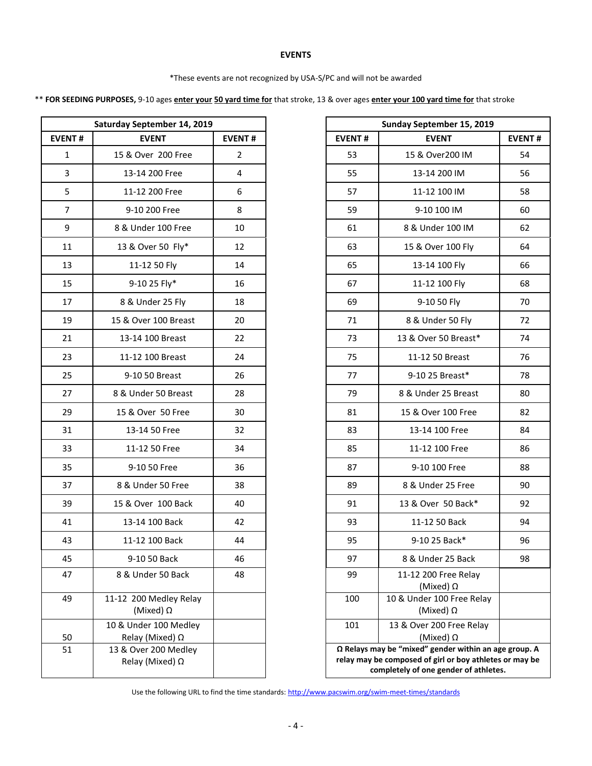## EVENTS

*These events are not recognized by USA-S/PC and will not be awarded

** **FOR SEEDING PURPOSES,** 9-10 ages **enter your 50 yard time for** that stroke, 13 & over ages **enter your 100 yard time for** that stroke

| Saturday September 14, 2019 | | |
|---|---|---|
| EVENT # | EVENT | EVENT # |
| 1 | 15 & Over 200 Free | 2 |
| 3 | 13-14 200 Free | 4 |
| 5 | 11-12 200 Free | 6 |
| 7 | 9-10 200 Free | 8 |
| 9 | 8 & Under 100 Free | 10 |
| 11 | 13 & Over 50 Fly* | 12 |
| 13 | 11-12 50 Fly | 14 |
| 15 | 9-10 25 Fly* | 16 |
| 17 | 8 & Under 25 Fly | 18 |
| 19 | 15 & Over 100 Breast | 20 |
| 21 | 13-14 100 Breast | 22 |
| 23 | 11-12 100 Breast | 24 |
| 25 | 9-10 50 Breast | 26 |
| 27 | 8 & Under 50 Breast | 28 |
| 29 | 15 & Over 50 Free | 30 |
| 31 | 13-14 50 Free | 32 |
| 33 | 11-12 50 Free | 34 |
| 35 | 9-10 50 Free | 36 |
| 37 | 8 & Under 50 Free | 38 |
| 39 | 15 & Over 100 Back | 40 |
| 41 | 13-14 100 Back | 42 |
| 43 | 11-12 100 Back | 44 |
| 45 | 9-10 50 Back | 46 |
| 47 | 8 & Under 50 Back | 48 |
| 49 | 11-12 200 Medley Relay (Mixed) Ω | |
| 50 | 10 & Under 100 Medley Relay (Mixed) Ω | |
| 51 | 13 & Over 200 Medley Relay (Mixed) Ω | |

| Sunday September 15, 2019 | | |
|---|---|---|
| EVENT # | EVENT | EVENT # |
| 53 | 15 & Over200 IM | 54 |
| 55 | 13-14 200 IM | 56 |
| 57 | 11-12 100 IM | 58 |
| 59 | 9-10 100 IM | 60 |
| 61 | 8 & Under 100 IM | 62 |
| 63 | 15 & Over 100 Fly | 64 |
| 65 | 13-14 100 Fly | 66 |
| 67 | 11-12 100 Fly | 68 |
| 69 | 9-10 50 Fly | 70 |
| 71 | 8 & Under 50 Fly | 72 |
| 73 | 13 & Over 50 Breast* | 74 |
| 75 | 11-12 50 Breast | 76 |
| 77 | 9-10 25 Breast* | 78 |
| 79 | 8 & Under 25 Breast | 80 |
| 81 | 15 & Over 100 Free | 82 |
| 83 | 13-14 100 Free | 84 |
| 85 | 11-12 100 Free | 86 |
| 87 | 9-10 100 Free | 88 |
| 89 | 8 & Under 25 Free | 90 |
| 91 | 13 & Over 50 Back* | 92 |
| 93 | 11-12 50 Back | 94 |
| 95 | 9-10 25 Back* | 96 |
| 97 | 8 & Under 25 Back | 98 |
| 99 | 11-12 200 Free Relay (Mixed) Ω | |
| 100 | 10 & Under 100 Free Relay (Mixed) Ω | |
| 101 | 13 & Over 200 Free Relay (Mixed) Ω | |

**Ω Relays may be "mixed" gender within an age group. A relay may be composed of girl or boy athletes or may be completely of one gender of athletes.**

Use the following URL to find the time standards: http://www.pacswim.org/swim-meet-times/standards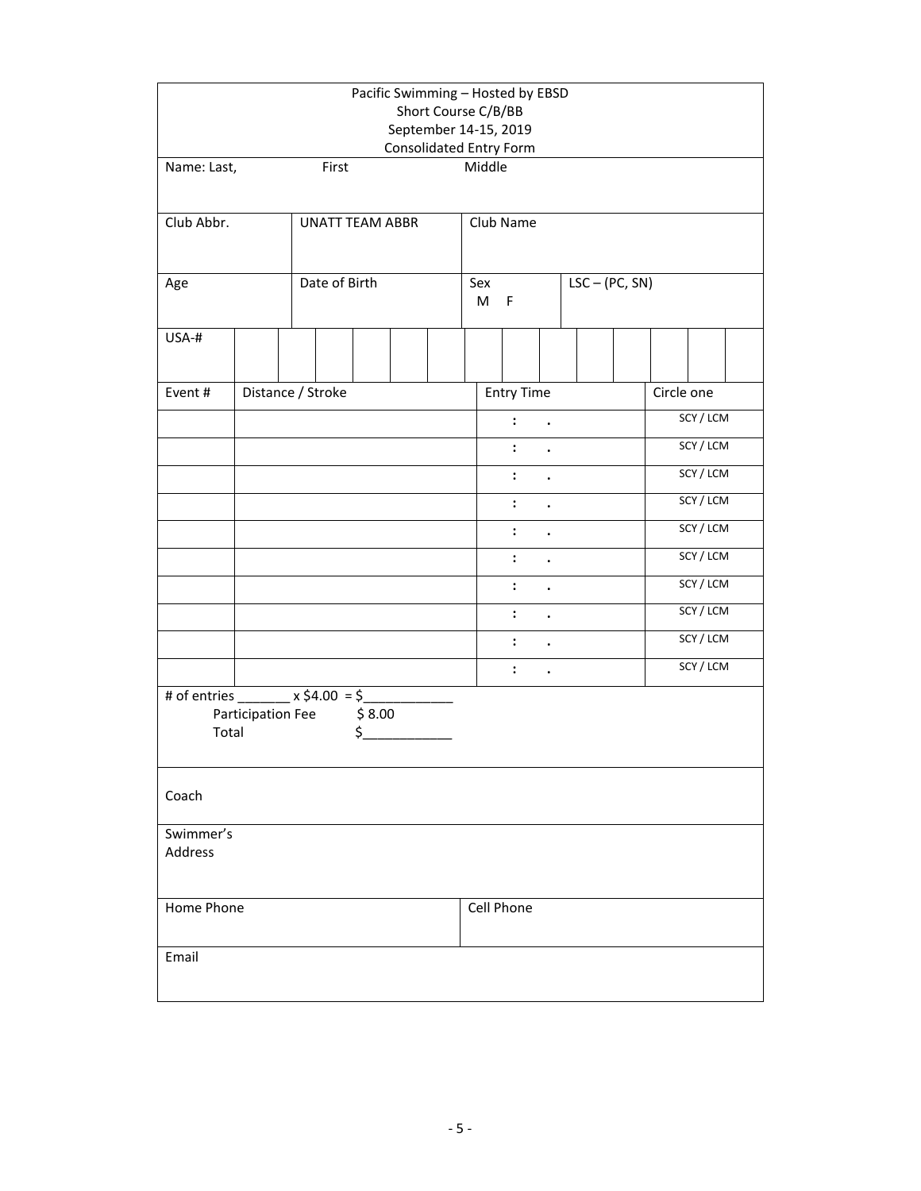Pacific Swimming – Hosted by EBSD
Short Course C/B/BB
September 14-15, 2019
Consolidated Entry Form

| Name: Last, | First | Middle |
|---|---|---|
| | | |

| Club Abbr. | UNATT TEAM ABBR | Club Name |
|---|---|---|
| | | |

| Age | Date of Birth | Sex M F | LSC – (PC, SN) |
|---|---|---|---|
| | | | |

| USA-# | | | | | | | | | | | | | | |
|---|---|---|---|---|---|---|---|---|---|---|---|---|---|---|

| Event # | Distance / Stroke | Entry Time | Circle one |
|---|---|---|---|
| | | : . | SCY / LCM |
| | | : . | SCY / LCM |
| | | : . | SCY / LCM |
| | | : . | SCY / LCM |
| | | : . | SCY / LCM |
| | | : . | SCY / LCM |
| | | : . | SCY / LCM |
| | | : . | SCY / LCM |
| | | : . | SCY / LCM |
| | | : . | SCY / LCM |

# of entries _______ x $4.00 = $____________
Participation Fee $ 8.00
Total $____________

Coach

Swimmer's Address

| Home Phone | Cell Phone |
|---|---|
| | |

Email